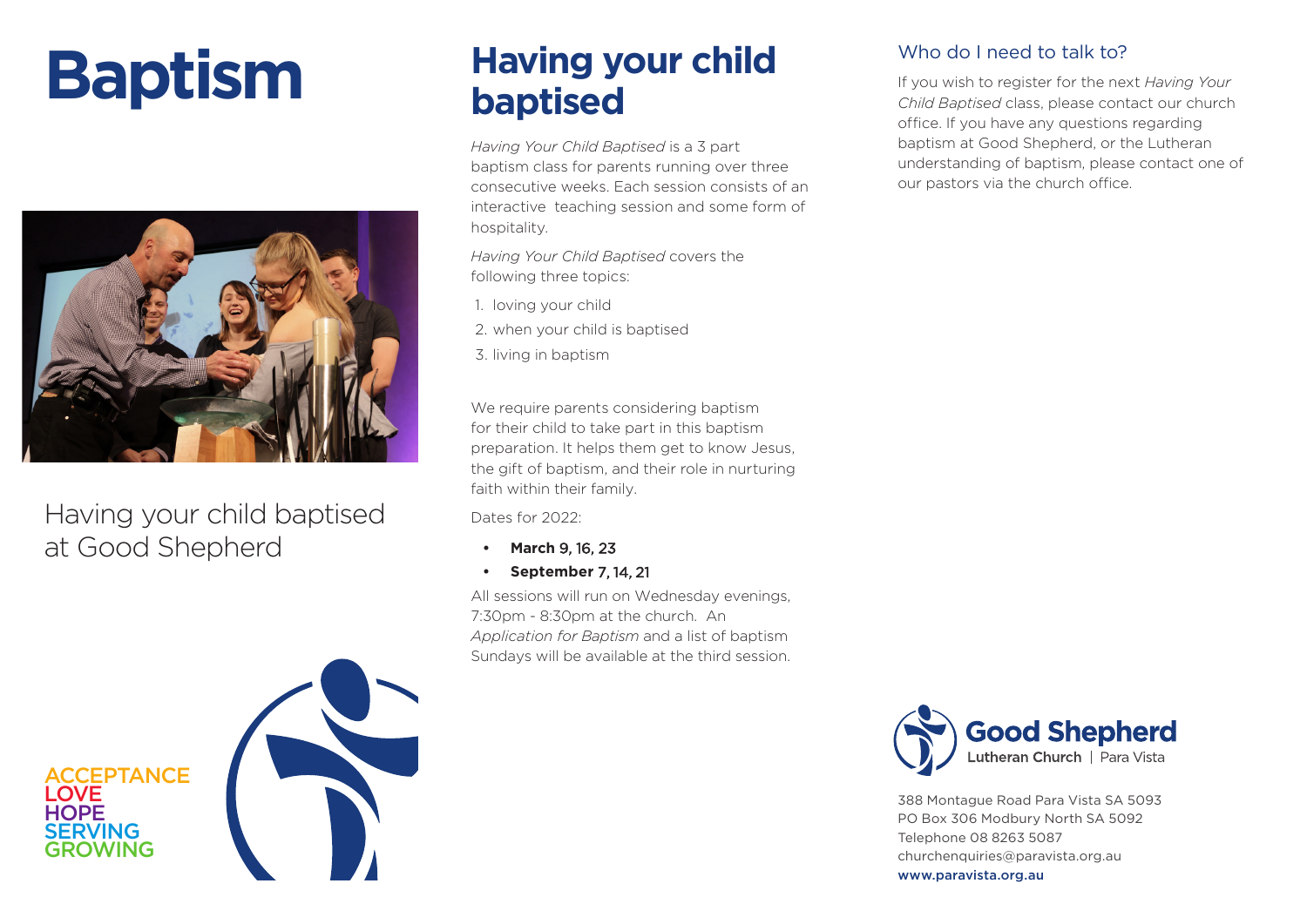# Baptism

Having your child baptised at Good Shepherd

ACCEPTANCE
LOVE
HOPE
SERVING
GROWING

## Having your child baptised

*Having Your Child Baptised* is a 3 part baptism class for parents running over three consecutive weeks. Each session consists of an interactive teaching session and some form of hospitality.

*Having Your Child Baptised* covers the following three topics:

1. loving your child
2. when your child is baptised
3. living in baptism

We require parents considering baptism for their child to take part in this baptism preparation. It helps them get to know Jesus, the gift of baptism, and their role in nurturing faith within their family.

Dates for 2022:

- **March** 9, 16, 23
- **September** 7, 14, 21

All sessions will run on Wednesday evenings, 7:30pm - 8:30pm at the church. An *Application for Baptism* and a list of baptism Sundays will be available at the third session.

### Who do I need to talk to?

If you wish to register for the next *Having Your Child Baptised* class, please contact our church office. If you have any questions regarding baptism at Good Shepherd, or the Lutheran understanding of baptism, please contact one of our pastors via the church office.

**Good Shepherd**
Lutheran Church | Para Vista

388 Montague Road Para Vista SA 5093
PO Box 306 Modbury North SA 5092
Telephone 08 8263 5087
churchenquiries@paravista.org.au
**www.paravista.org.au**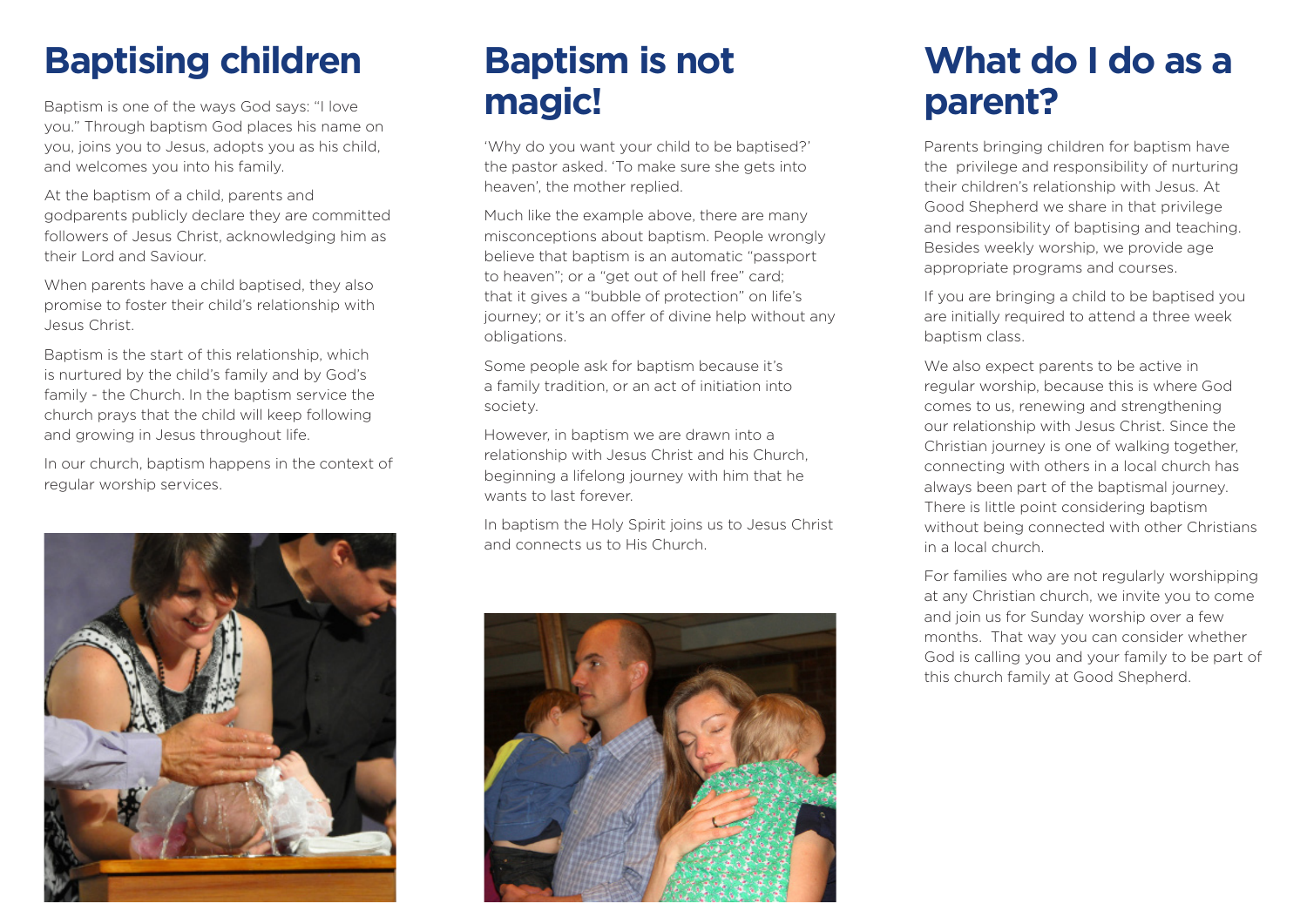# Baptising children

Baptism is one of the ways God says: "I love you." Through baptism God places his name on you, joins you to Jesus, adopts you as his child, and welcomes you into his family.

At the baptism of a child, parents and godparents publicly declare they are committed followers of Jesus Christ, acknowledging him as their Lord and Saviour.

When parents have a child baptised, they also promise to foster their child's relationship with Jesus Christ.

Baptism is the start of this relationship, which is nurtured by the child's family and by God's family - the Church. In the baptism service the church prays that the child will keep following and growing in Jesus throughout life.

In our church, baptism happens in the context of regular worship services.

# Baptism is not magic!

'Why do you want your child to be baptised?' the pastor asked. 'To make sure she gets into heaven', the mother replied.

Much like the example above, there are many misconceptions about baptism. People wrongly believe that baptism is an automatic "passport to heaven"; or a "get out of hell free" card; that it gives a "bubble of protection" on life's journey; or it's an offer of divine help without any obligations.

Some people ask for baptism because it's a family tradition, or an act of initiation into society.

However, in baptism we are drawn into a relationship with Jesus Christ and his Church, beginning a lifelong journey with him that he wants to last forever.

In baptism the Holy Spirit joins us to Jesus Christ and connects us to His Church.

# What do I do as a parent?

Parents bringing children for baptism have the privilege and responsibility of nurturing their children's relationship with Jesus. At Good Shepherd we share in that privilege and responsibility of baptising and teaching. Besides weekly worship, we provide age appropriate programs and courses.

If you are bringing a child to be baptised you are initially required to attend a three week baptism class.

We also expect parents to be active in regular worship, because this is where God comes to us, renewing and strengthening our relationship with Jesus Christ. Since the Christian journey is one of walking together, connecting with others in a local church has always been part of the baptismal journey. There is little point considering baptism without being connected with other Christians in a local church.

For families who are not regularly worshipping at any Christian church, we invite you to come and join us for Sunday worship over a few months. That way you can consider whether God is calling you and your family to be part of this church family at Good Shepherd.